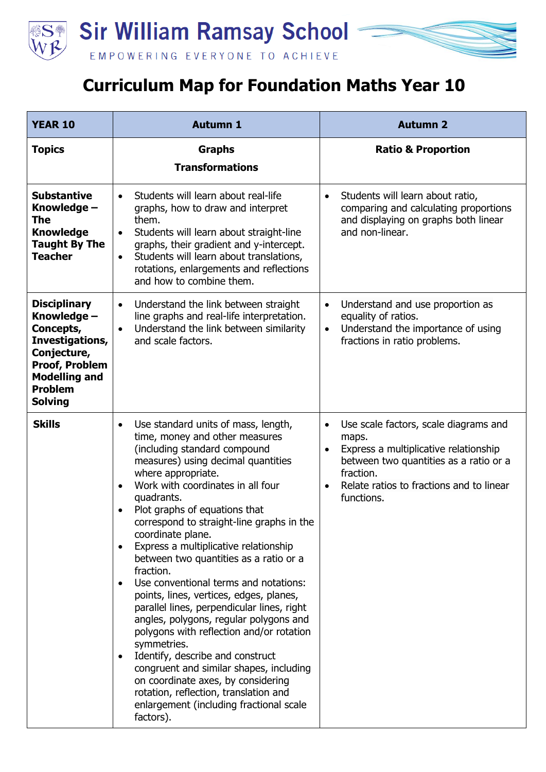# Sir William Ramsay School

EMPOWERING EVERYONE TO ACHIEVE

# Curriculum Map for Foundation Maths Year 10

| YEAR 10 | Autumn 1 | Autumn 2 |
|---|---|---|
| **Topics** | **Graphs**<br>**Transformations** | **Ratio & Proportion** |
| **Substantive Knowledge – The Knowledge Taught By The Teacher** | • Students will learn about real-life graphs, how to draw and interpret them.<br>• Students will learn about straight-line graphs, their gradient and y-intercept.<br>• Students will learn about translations, rotations, enlargements and reflections and how to combine them. | • Students will learn about ratio, comparing and calculating proportions and displaying on graphs both linear and non-linear. |
| **Disciplinary Knowledge – Concepts, Investigations, Conjecture, Proof, Problem Modelling and Problem Solving** | • Understand the link between straight line graphs and real-life interpretation.<br>• Understand the link between similarity and scale factors. | • Understand and use proportion as equality of ratios.<br>• Understand the importance of using fractions in ratio problems. |
| **Skills** | • Use standard units of mass, length, time, money and other measures (including standard compound measures) using decimal quantities where appropriate.<br>• Work with coordinates in all four quadrants.<br>• Plot graphs of equations that correspond to straight-line graphs in the coordinate plane.<br>• Express a multiplicative relationship between two quantities as a ratio or a fraction.<br>• Use conventional terms and notations: points, lines, vertices, edges, planes, parallel lines, perpendicular lines, right angles, polygons, regular polygons and polygons with reflection and/or rotation symmetries.<br>• Identify, describe and construct congruent and similar shapes, including on coordinate axes, by considering rotation, reflection, translation and enlargement (including fractional scale factors). | • Use scale factors, scale diagrams and maps.<br>• Express a multiplicative relationship between two quantities as a ratio or a fraction.<br>• Relate ratios to fractions and to linear functions. |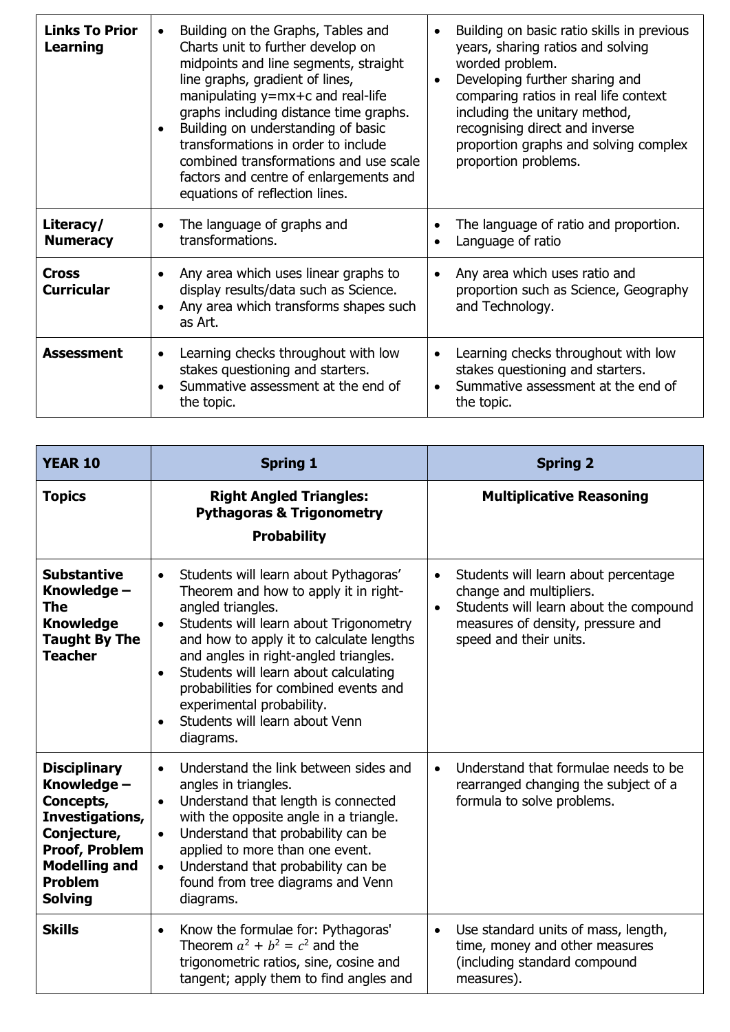| Links To Prior Learning | • Building on the Graphs, Tables and Charts unit to further develop on midpoints and line segments, straight line graphs, gradient of lines, manipulating y=mx+c and real-life graphs including distance time graphs.<br>• Building on understanding of basic transformations in order to include combined transformations and use scale factors and centre of enlargements and equations of reflection lines. | • Building on basic ratio skills in previous years, sharing ratios and solving worded problem.<br>• Developing further sharing and comparing ratios in real life context including the unitary method, recognising direct and inverse proportion graphs and solving complex proportion problems. |
|---|---|---|
| **Literacy/ Numeracy** | • The language of graphs and transformations. | • The language of ratio and proportion.<br>• Language of ratio |
| **Cross Curricular** | • Any area which uses linear graphs to display results/data such as Science.<br>• Any area which transforms shapes such as Art. | • Any area which uses ratio and proportion such as Science, Geography and Technology. |
| **Assessment** | • Learning checks throughout with low stakes questioning and starters.<br>• Summative assessment at the end of the topic. | • Learning checks throughout with low stakes questioning and starters.<br>• Summative assessment at the end of the topic. |

| YEAR 10 | Spring 1 | Spring 2 |
|---|---|---|
| **Topics** | **Right Angled Triangles: Pythagoras & Trigonometry**<br>**Probability** | **Multiplicative Reasoning** |
| **Substantive Knowledge – The Knowledge Taught By The Teacher** | • Students will learn about Pythagoras' Theorem and how to apply it in right-angled triangles.<br>• Students will learn about Trigonometry and how to apply it to calculate lengths and angles in right-angled triangles.<br>• Students will learn about calculating probabilities for combined events and experimental probability.<br>• Students will learn about Venn diagrams. | • Students will learn about percentage change and multipliers.<br>• Students will learn about the compound measures of density, pressure and speed and their units. |
| **Disciplinary Knowledge – Concepts, Investigations, Conjecture, Proof, Problem Modelling and Problem Solving** | • Understand the link between sides and angles in triangles.<br>• Understand that length is connected with the opposite angle in a triangle.<br>• Understand that probability can be applied to more than one event.<br>• Understand that probability can be found from tree diagrams and Venn diagrams. | • Understand that formulae needs to be rearranged changing the subject of a formula to solve problems. |
| **Skills** | • Know the formulae for: Pythagoras' Theorem $a^2 + b^2 = c^2$ and the trigonometric ratios, sine, cosine and tangent; apply them to find angles and | • Use standard units of mass, length, time, money and other measures (including standard compound measures). |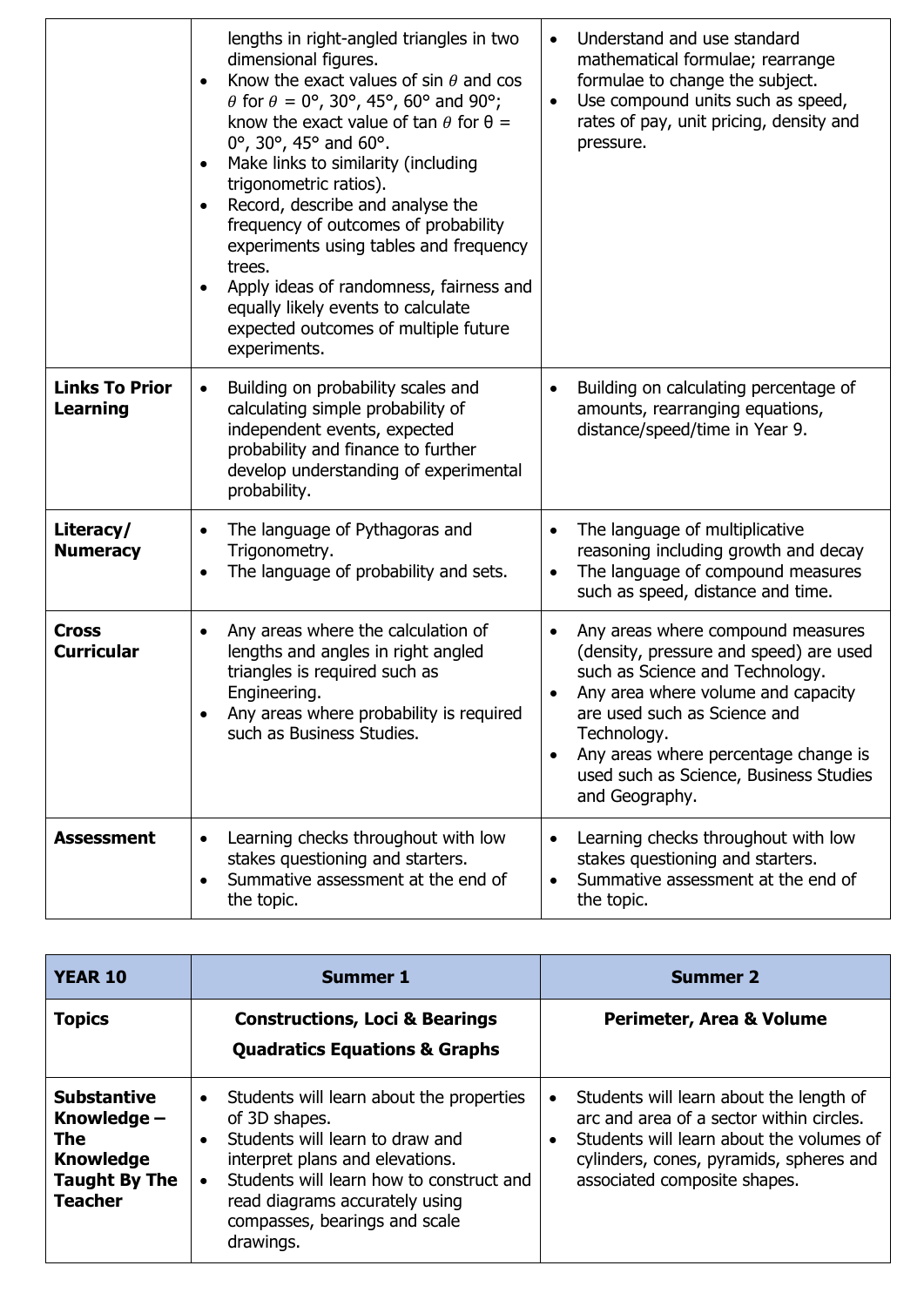| | | |
|---|---|---|
| | lengths in right-angled triangles in two dimensional figures.<br>• Know the exact values of sin $\theta$ and cos $\theta$ for $\theta$ = 0°, 30°, 45°, 60° and 90°; know the exact value of tan $\theta$ for θ = 0°, 30°, 45° and 60°.<br>• Make links to similarity (including trigonometric ratios).<br>• Record, describe and analyse the frequency of outcomes of probability experiments using tables and frequency trees.<br>• Apply ideas of randomness, fairness and equally likely events to calculate expected outcomes of multiple future experiments. | • Understand and use standard mathematical formulae; rearrange formulae to change the subject.<br>• Use compound units such as speed, rates of pay, unit pricing, density and pressure. |
| **Links To Prior Learning** | • Building on probability scales and calculating simple probability of independent events, expected probability and finance to further develop understanding of experimental probability. | • Building on calculating percentage of amounts, rearranging equations, distance/speed/time in Year 9. |
| **Literacy/ Numeracy** | • The language of Pythagoras and Trigonometry.<br>• The language of probability and sets. | • The language of multiplicative reasoning including growth and decay<br>• The language of compound measures such as speed, distance and time. |
| **Cross Curricular** | • Any areas where the calculation of lengths and angles in right angled triangles is required such as Engineering.<br>• Any areas where probability is required such as Business Studies. | • Any areas where compound measures (density, pressure and speed) are used such as Science and Technology.<br>• Any area where volume and capacity are used such as Science and Technology.<br>• Any areas where percentage change is used such as Science, Business Studies and Geography. |
| **Assessment** | • Learning checks throughout with low stakes questioning and starters.<br>• Summative assessment at the end of the topic. | • Learning checks throughout with low stakes questioning and starters.<br>• Summative assessment at the end of the topic. |

| **YEAR 10** | **Summer 1** | **Summer 2** |
|---|---|---|
| **Topics** | **Constructions, Loci & Bearings**<br>**Quadratics Equations & Graphs** | **Perimeter, Area & Volume** |
| **Substantive Knowledge – The Knowledge Taught By The Teacher** | • Students will learn about the properties of 3D shapes.<br>• Students will learn to draw and interpret plans and elevations.<br>• Students will learn how to construct and read diagrams accurately using compasses, bearings and scale drawings. | • Students will learn about the length of arc and area of a sector within circles.<br>• Students will learn about the volumes of cylinders, cones, pyramids, spheres and associated composite shapes. |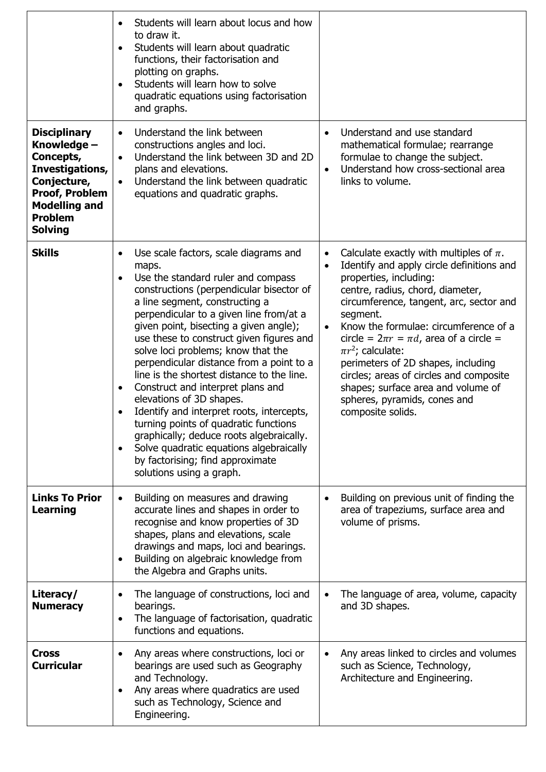| | | |
|---|---|---|
| | • Students will learn about locus and how to draw it.<br>• Students will learn about quadratic functions, their factorisation and plotting on graphs.<br>• Students will learn how to solve quadratic equations using factorisation and graphs. | |
| **Disciplinary Knowledge – Concepts, Investigations, Conjecture, Proof, Problem Modelling and Problem Solving** | • Understand the link between constructions angles and loci.<br>• Understand the link between 3D and 2D plans and elevations.<br>• Understand the link between quadratic equations and quadratic graphs. | • Understand and use standard mathematical formulae; rearrange formulae to change the subject.<br>• Understand how cross-sectional area links to volume. |
| **Skills** | • Use scale factors, scale diagrams and maps.<br>• Use the standard ruler and compass constructions (perpendicular bisector of a line segment, constructing a perpendicular to a given line from/at a given point, bisecting a given angle); use these to construct given figures and solve loci problems; know that the perpendicular distance from a point to a line is the shortest distance to the line.<br>• Construct and interpret plans and elevations of 3D shapes.<br>• Identify and interpret roots, intercepts, turning points of quadratic functions graphically; deduce roots algebraically.<br>• Solve quadratic equations algebraically by factorising; find approximate solutions using a graph. | • Calculate exactly with multiples of $\pi$.<br>• Identify and apply circle definitions and properties, including: centre, radius, chord, diameter, circumference, tangent, arc, sector and segment.<br>• Know the formulae: circumference of a circle = $2\pi r = \pi d$, area of a circle = $\pi r^2$; calculate: perimeters of 2D shapes, including circles; areas of circles and composite shapes; surface area and volume of spheres, pyramids, cones and composite solids. |
| **Links To Prior Learning** | • Building on measures and drawing accurate lines and shapes in order to recognise and know properties of 3D shapes, plans and elevations, scale drawings and maps, loci and bearings.<br>• Building on algebraic knowledge from the Algebra and Graphs units. | • Building on previous unit of finding the area of trapeziums, surface area and volume of prisms. |
| **Literacy/ Numeracy** | • The language of constructions, loci and bearings.<br>• The language of factorisation, quadratic functions and equations. | • The language of area, volume, capacity and 3D shapes. |
| **Cross Curricular** | • Any areas where constructions, loci or bearings are used such as Geography and Technology.<br>• Any areas where quadratics are used such as Technology, Science and Engineering. | • Any areas linked to circles and volumes such as Science, Technology, Architecture and Engineering. |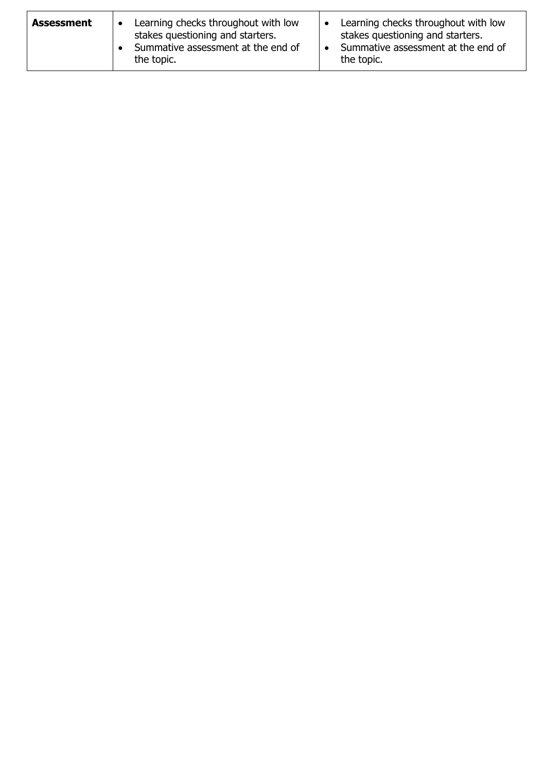| | | |
|---|---|---|
| **Assessment** | • Learning checks throughout with low stakes questioning and starters.<br>• Summative assessment at the end of the topic. | • Learning checks throughout with low stakes questioning and starters.<br>• Summative assessment at the end of the topic. |